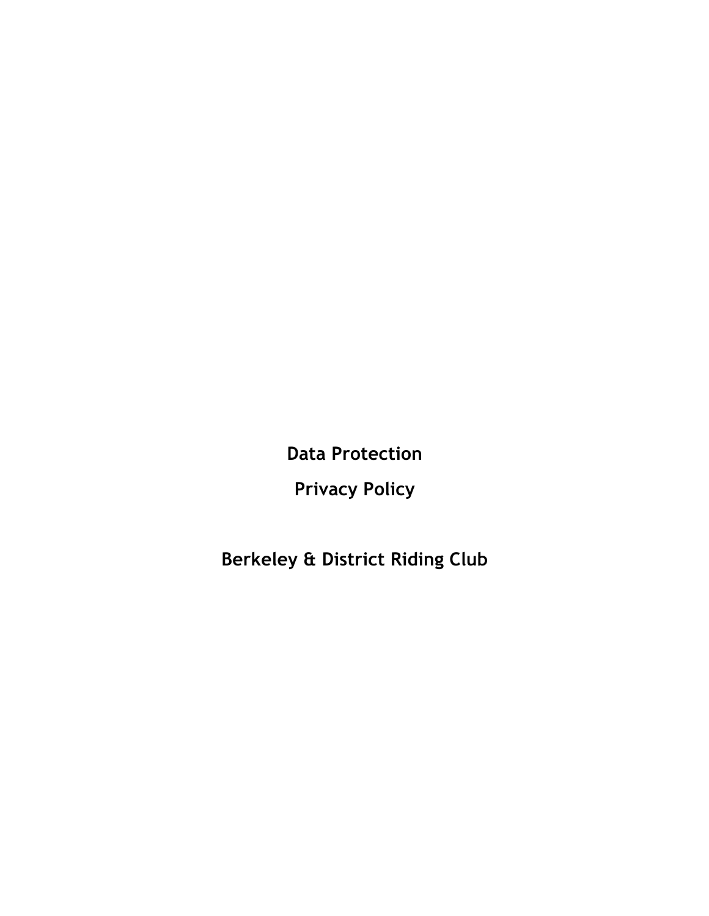# Data Protection

# Privacy Policy

# Berkeley & District Riding Club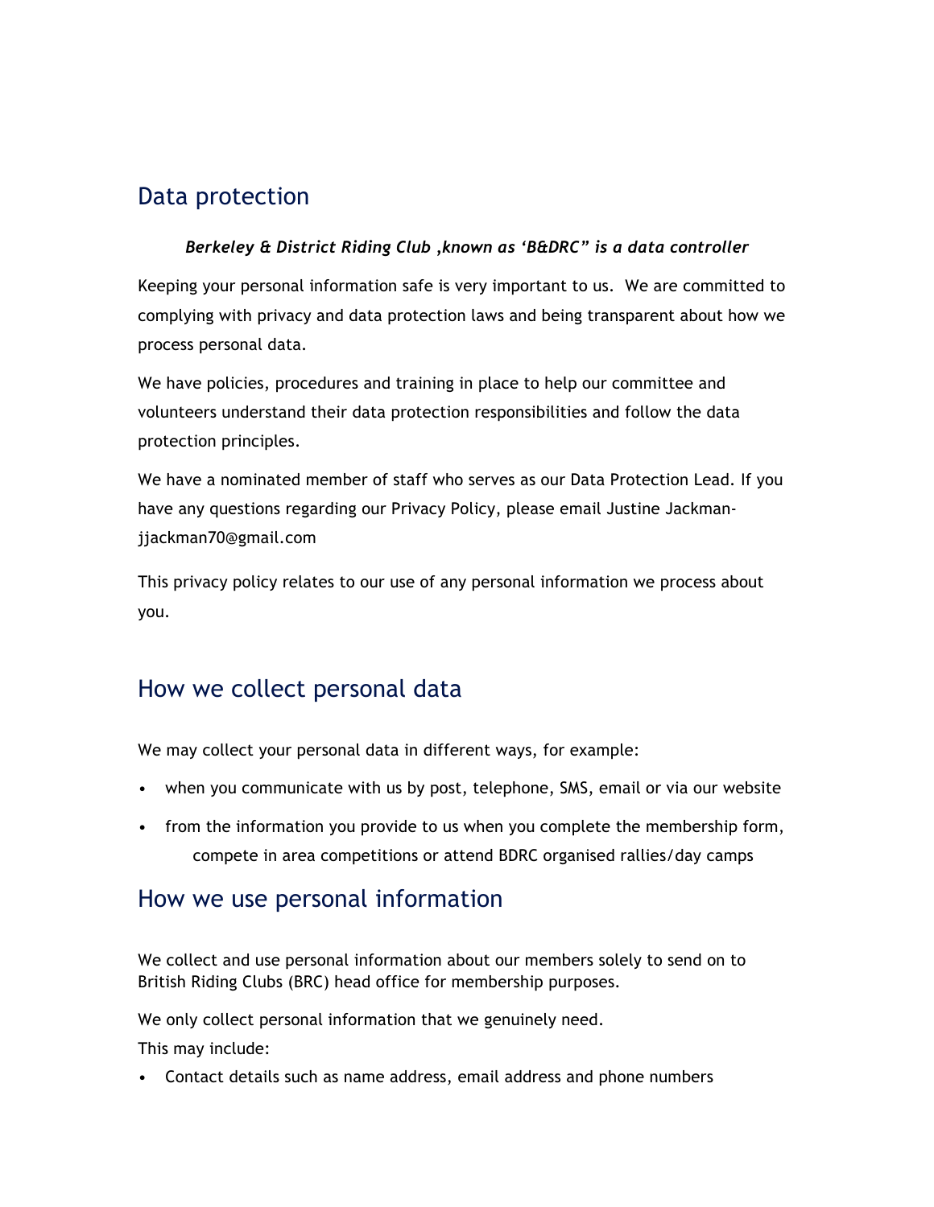## Data protection

***Berkeley & District Riding Club ,known as 'B&DRC" is a data controller***

Keeping your personal information safe is very important to us. We are committed to complying with privacy and data protection laws and being transparent about how we process personal data.

We have policies, procedures and training in place to help our committee and volunteers understand their data protection responsibilities and follow the data protection principles.

We have a nominated member of staff who serves as our Data Protection Lead. If you have any questions regarding our Privacy Policy, please email Justine Jackman- jjackman70@gmail.com

This privacy policy relates to our use of any personal information we process about you.

## How we collect personal data

We may collect your personal data in different ways, for example:

- when you communicate with us by post, telephone, SMS, email or via our website
- from the information you provide to us when you complete the membership form, compete in area competitions or attend BDRC organised rallies/day camps

## How we use personal information

We collect and use personal information about our members solely to send on to British Riding Clubs (BRC) head office for membership purposes.

We only collect personal information that we genuinely need.

This may include:

- Contact details such as name address, email address and phone numbers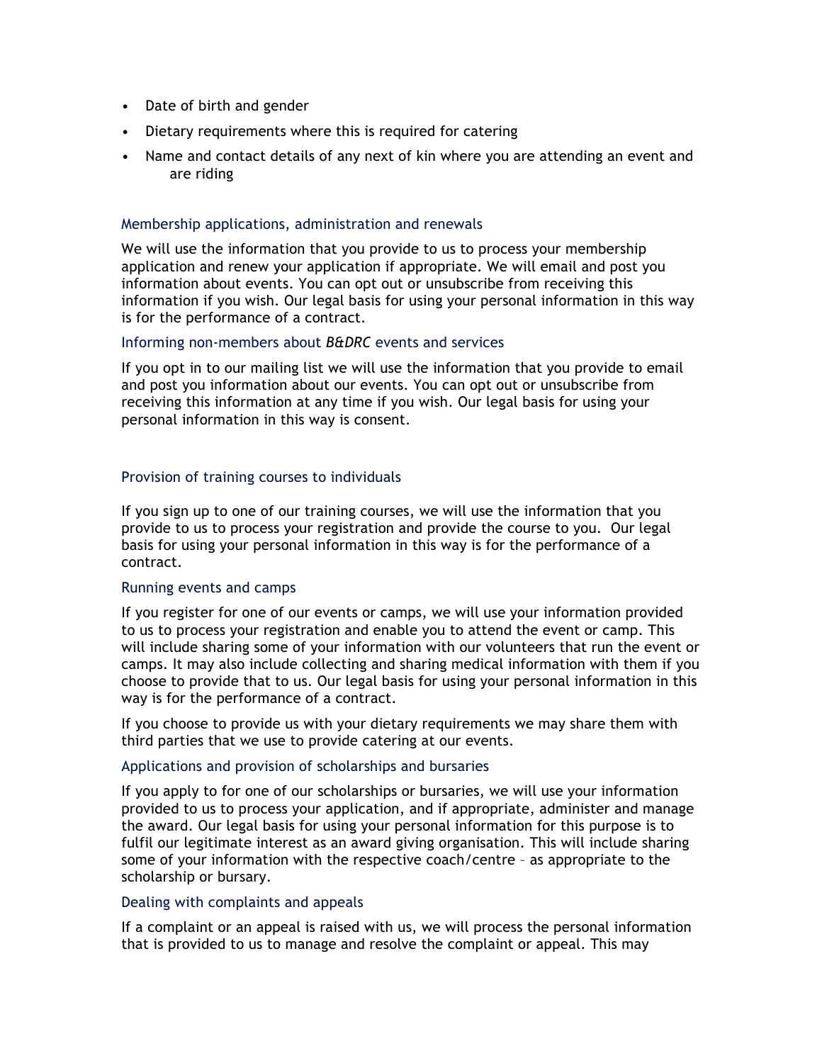- Date of birth and gender
- Dietary requirements where this is required for catering
- Name and contact details of any next of kin where you are attending an event and are riding

### Membership applications, administration and renewals

We will use the information that you provide to us to process your membership application and renew your application if appropriate. We will email and post you information about events. You can opt out or unsubscribe from receiving this information if you wish. Our legal basis for using your personal information in this way is for the performance of a contract.

### Informing non-members about *B&DRC* events and services

If you opt in to our mailing list we will use the information that you provide to email and post you information about our events. You can opt out or unsubscribe from receiving this information at any time if you wish. Our legal basis for using your personal information in this way is consent.

### Provision of training courses to individuals

If you sign up to one of our training courses, we will use the information that you provide to us to process your registration and provide the course to you. Our legal basis for using your personal information in this way is for the performance of a contract.

### Running events and camps

If you register for one of our events or camps, we will use your information provided to us to process your registration and enable you to attend the event or camp. This will include sharing some of your information with our volunteers that run the event or camps. It may also include collecting and sharing medical information with them if you choose to provide that to us. Our legal basis for using your personal information in this way is for the performance of a contract.

If you choose to provide us with your dietary requirements we may share them with third parties that we use to provide catering at our events.

### Applications and provision of scholarships and bursaries

If you apply to for one of our scholarships or bursaries, we will use your information provided to us to process your application, and if appropriate, administer and manage the award. Our legal basis for using your personal information for this purpose is to fulfil our legitimate interest as an award giving organisation. This will include sharing some of your information with the respective coach/centre – as appropriate to the scholarship or bursary.

### Dealing with complaints and appeals

If a complaint or an appeal is raised with us, we will process the personal information that is provided to us to manage and resolve the complaint or appeal. This may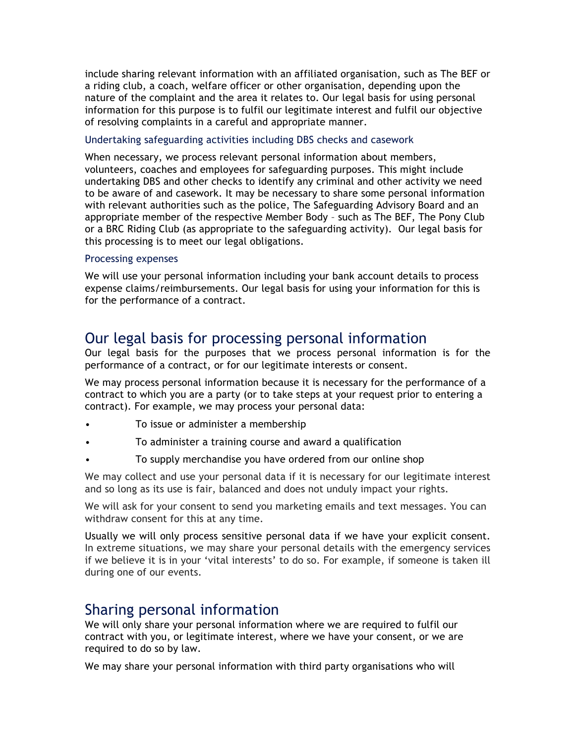include sharing relevant information with an affiliated organisation, such as The BEF or a riding club, a coach, welfare officer or other organisation, depending upon the nature of the complaint and the area it relates to. Our legal basis for using personal information for this purpose is to fulfil our legitimate interest and fulfil our objective of resolving complaints in a careful and appropriate manner.

### Undertaking safeguarding activities including DBS checks and casework

When necessary, we process relevant personal information about members, volunteers, coaches and employees for safeguarding purposes. This might include undertaking DBS and other checks to identify any criminal and other activity we need to be aware of and casework. It may be necessary to share some personal information with relevant authorities such as the police, The Safeguarding Advisory Board and an appropriate member of the respective Member Body – such as The BEF, The Pony Club or a BRC Riding Club (as appropriate to the safeguarding activity). Our legal basis for this processing is to meet our legal obligations.

### Processing expenses

We will use your personal information including your bank account details to process expense claims/reimbursements. Our legal basis for using your information for this is for the performance of a contract.

## Our legal basis for processing personal information

Our legal basis for the purposes that we process personal information is for the performance of a contract, or for our legitimate interests or consent.

We may process personal information because it is necessary for the performance of a contract to which you are a party (or to take steps at your request prior to entering a contract). For example, we may process your personal data:

- To issue or administer a membership
- To administer a training course and award a qualification
- To supply merchandise you have ordered from our online shop

We may collect and use your personal data if it is necessary for our legitimate interest and so long as its use is fair, balanced and does not unduly impact your rights.

We will ask for your consent to send you marketing emails and text messages. You can withdraw consent for this at any time.

Usually we will only process sensitive personal data if we have your explicit consent. In extreme situations, we may share your personal details with the emergency services if we believe it is in your 'vital interests' to do so. For example, if someone is taken ill during one of our events.

## Sharing personal information

We will only share your personal information where we are required to fulfil our contract with you, or legitimate interest, where we have your consent, or we are required to do so by law.

We may share your personal information with third party organisations who will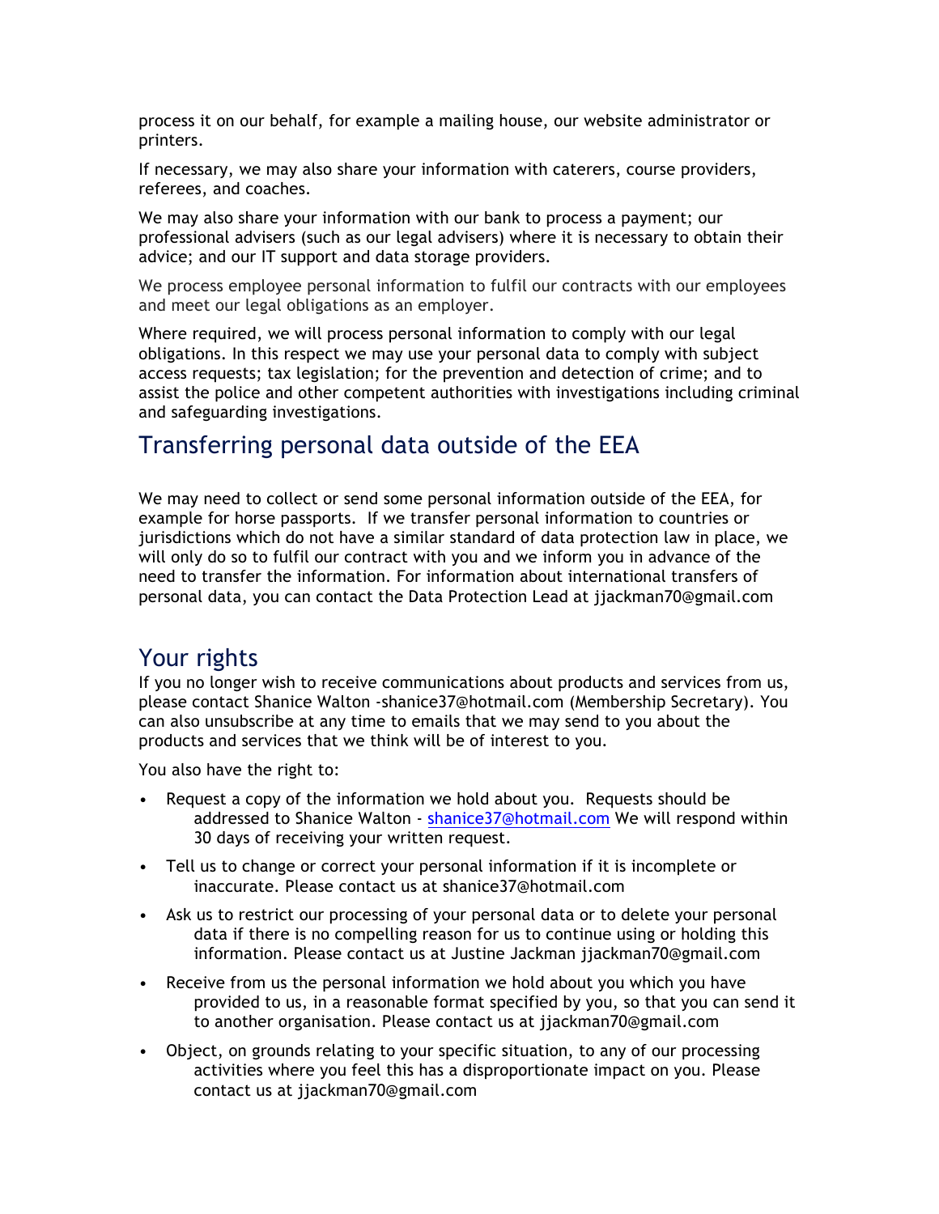process it on our behalf, for example a mailing house, our website administrator or printers.

If necessary, we may also share your information with caterers, course providers, referees, and coaches.

We may also share your information with our bank to process a payment; our professional advisers (such as our legal advisers) where it is necessary to obtain their advice; and our IT support and data storage providers.

We process employee personal information to fulfil our contracts with our employees and meet our legal obligations as an employer.

Where required, we will process personal information to comply with our legal obligations. In this respect we may use your personal data to comply with subject access requests; tax legislation; for the prevention and detection of crime; and to assist the police and other competent authorities with investigations including criminal and safeguarding investigations.

## Transferring personal data outside of the EEA

We may need to collect or send some personal information outside of the EEA, for example for horse passports. If we transfer personal information to countries or jurisdictions which do not have a similar standard of data protection law in place, we will only do so to fulfil our contract with you and we inform you in advance of the need to transfer the information. For information about international transfers of personal data, you can contact the Data Protection Lead at jjackman70@gmail.com

## Your rights

If you no longer wish to receive communications about products and services from us, please contact Shanice Walton -shanice37@hotmail.com (Membership Secretary). You can also unsubscribe at any time to emails that we may send to you about the products and services that we think will be of interest to you.

You also have the right to:

- Request a copy of the information we hold about you. Requests should be addressed to Shanice Walton - shanice37@hotmail.com We will respond within 30 days of receiving your written request.
- Tell us to change or correct your personal information if it is incomplete or inaccurate. Please contact us at shanice37@hotmail.com
- Ask us to restrict our processing of your personal data or to delete your personal data if there is no compelling reason for us to continue using or holding this information. Please contact us at Justine Jackman jjackman70@gmail.com
- Receive from us the personal information we hold about you which you have provided to us, in a reasonable format specified by you, so that you can send it to another organisation. Please contact us at jjackman70@gmail.com
- Object, on grounds relating to your specific situation, to any of our processing activities where you feel this has a disproportionate impact on you. Please contact us at jjackman70@gmail.com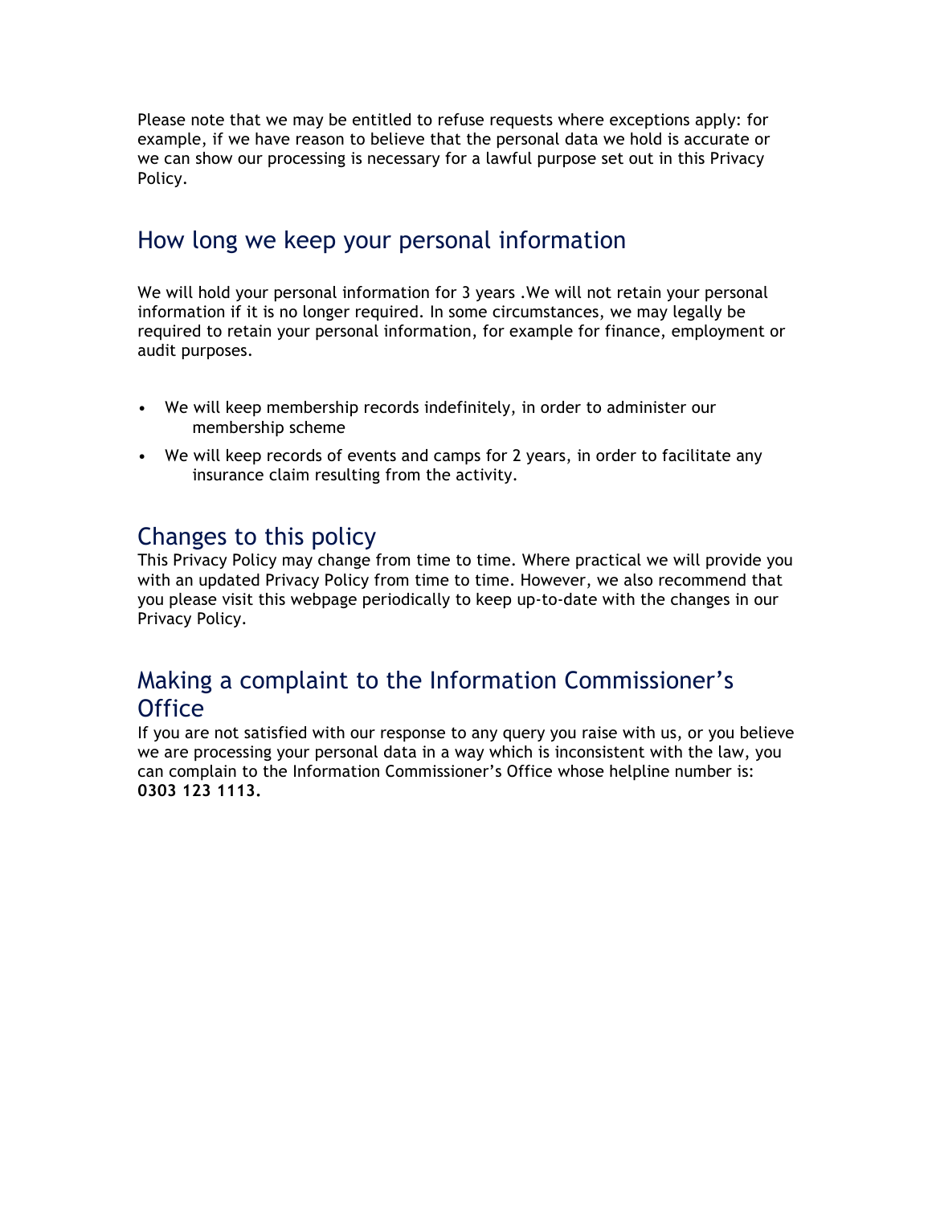Please note that we may be entitled to refuse requests where exceptions apply: for example, if we have reason to believe that the personal data we hold is accurate or we can show our processing is necessary for a lawful purpose set out in this Privacy Policy.

## How long we keep your personal information

We will hold your personal information for 3 years .We will not retain your personal information if it is no longer required. In some circumstances, we may legally be required to retain your personal information, for example for finance, employment or audit purposes.

- We will keep membership records indefinitely, in order to administer our membership scheme
- We will keep records of events and camps for 2 years, in order to facilitate any insurance claim resulting from the activity.

## Changes to this policy

This Privacy Policy may change from time to time. Where practical we will provide you with an updated Privacy Policy from time to time. However, we also recommend that you please visit this webpage periodically to keep up-to-date with the changes in our Privacy Policy.

## Making a complaint to the Information Commissioner's Office

If you are not satisfied with our response to any query you raise with us, or you believe we are processing your personal data in a way which is inconsistent with the law, you can complain to the Information Commissioner's Office whose helpline number is: **0303 123 1113.**